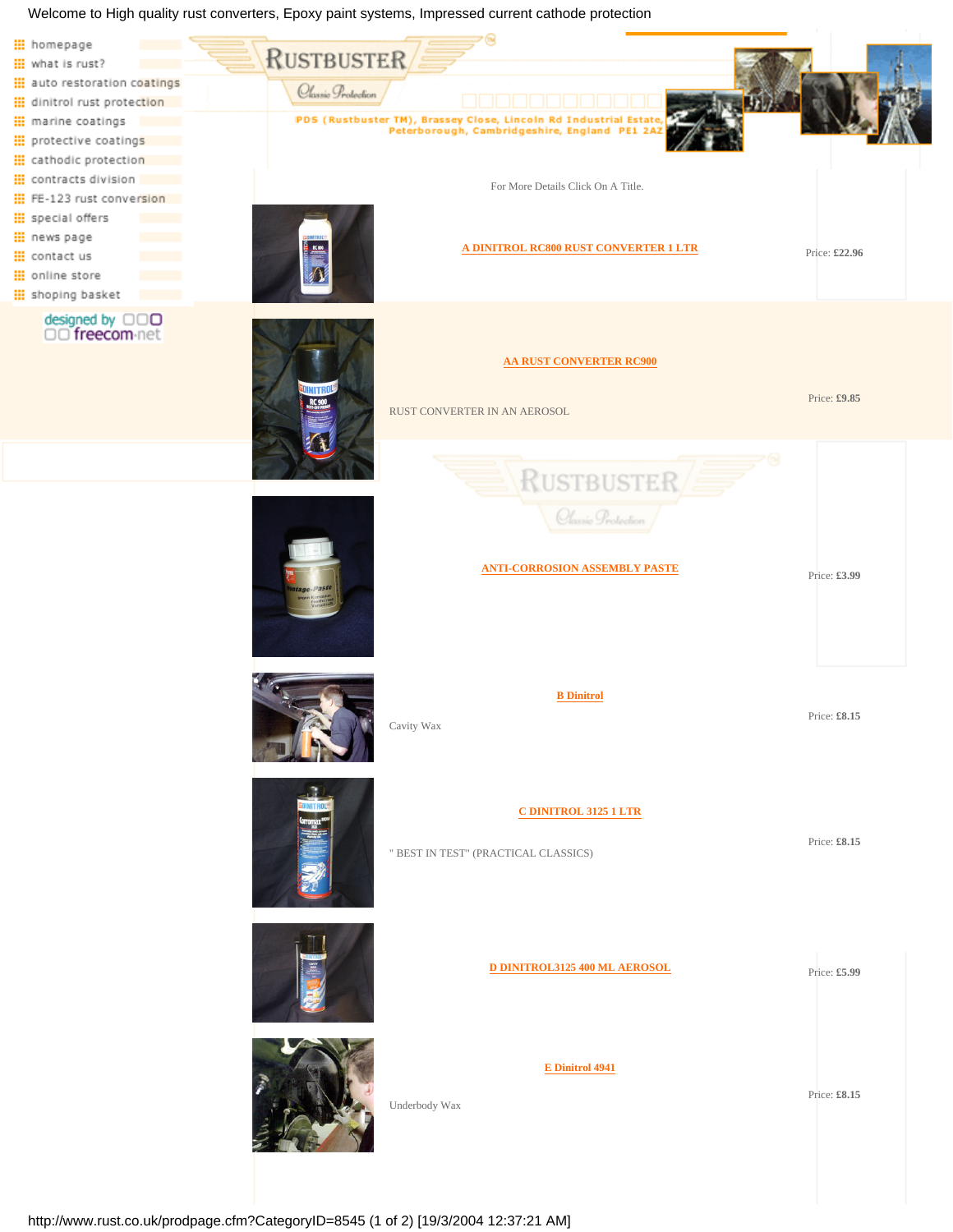Welcome to High quality rust converters, Epoxy paint systems, Impressed current cathode protection

- homepage
- what is rust?
- auto restoration coatings
- dinitrol rust protection
- marine coatings
- protective coatings
- cathodic protection
- contracts division
- FE-123 rust conversion
- special offers
- news page
- contact us
- online store
- shoping basket

designed by freecom.net

RUSTBUSTER Classic Protection

PDS (Rustbuster TM), Brassey Close, Lincoln Rd Industrial Estate, Peterborough, Cambridgeshire, England PE1 2AZ

For More Details Click On A Title.

| Product | Description | Price |
|---|---|---|
| A DINITROL RC800 RUST CONVERTER 1 LTR | | Price: £22.96 |
| AA RUST CONVERTER RC900 | RUST CONVERTER IN AN AEROSOL | Price: £9.85 |
| ANTI-CORROSION ASSEMBLY PASTE | | Price: £3.99 |
| B Dinitrol | Cavity Wax | Price: £8.15 |
| C DINITROL 3125 1 LTR | " BEST IN TEST" (PRACTICAL CLASSICS) | Price: £8.15 |
| D DINITROL3125 400 ML AEROSOL | | Price: £5.99 |
| E Dinitrol 4941 | Underbody Wax | Price: £8.15 |

http://www.rust.co.uk/prodpage.cfm?CategoryID=8545 (1 of 2) [19/3/2004 12:37:21 AM]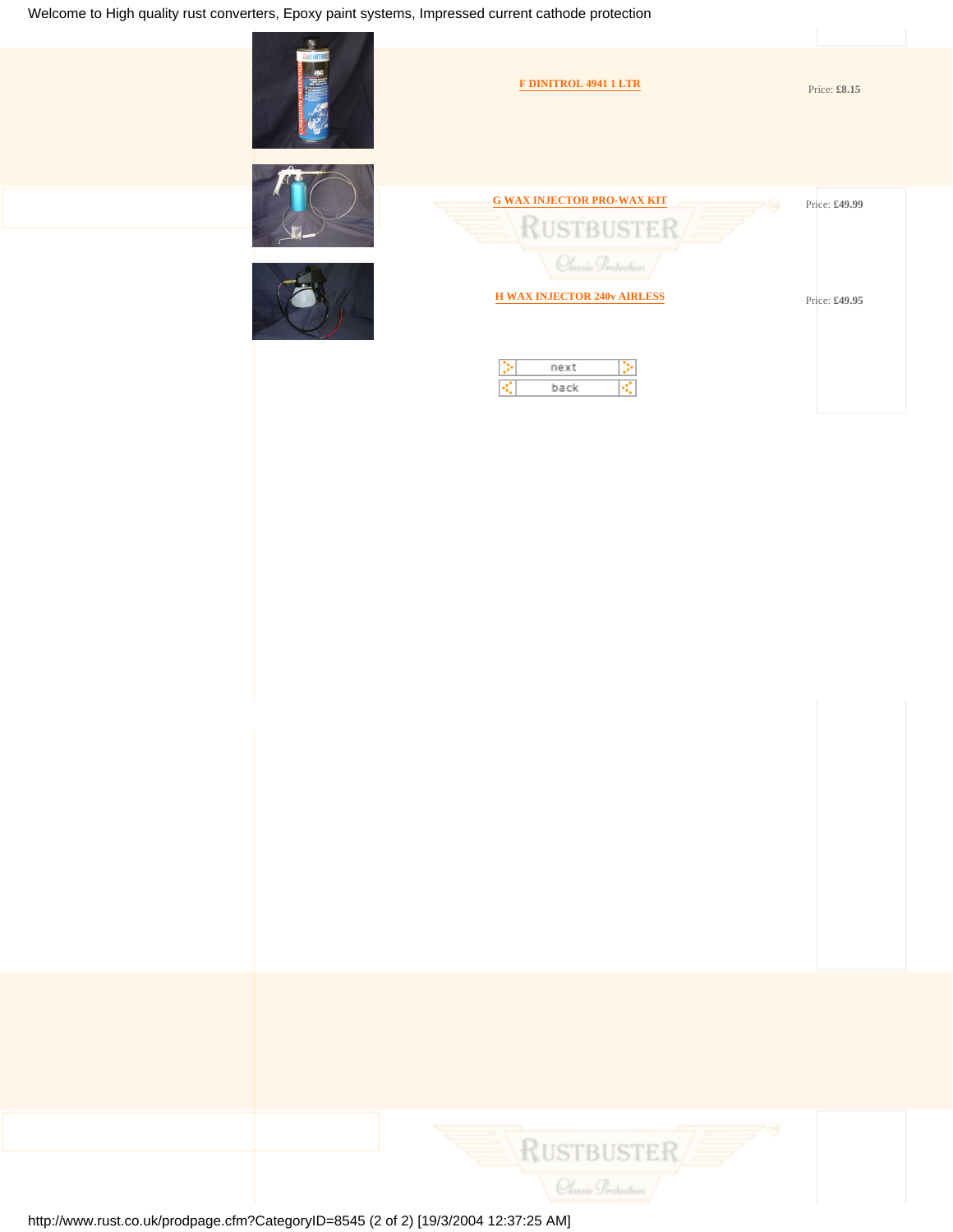| Product | Price |
| --- | --- |
| F DINITROL 4941 1 LTR | Price: **£8.15** |
| G WAX INJECTOR PRO-WAX KIT | Price: **£49.99** |
| H WAX INJECTOR 240v AIRLESS | Price: **£49.95** |

next

back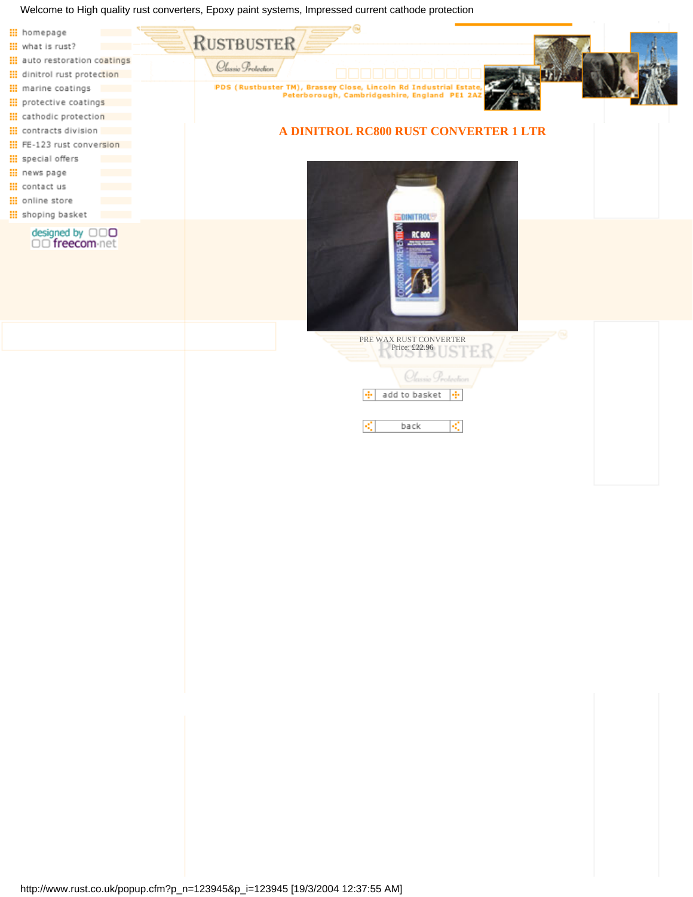Welcome to High quality rust converters, Epoxy paint systems, Impressed current cathode protection

- homepage
- what is rust?
- auto restoration coatings
- dinitrol rust protection
- marine coatings
- protective coatings
- cathodic protection
- contracts division
- FE-123 rust conversion
- special offers
- news page
- contact us
- online store
- shoping basket

designed by freecom.net

RUSTBUSTER Classic Protection

PDS (Rustbuster TM), Brassey Close, Lincoln Rd Industrial Estate, Peterborough, Cambridgeshire, England PE1 2AZ

# A DINITROL RC800 RUST CONVERTER 1 LTR

PRE WAX RUST CONVERTER
Price: £22.96

add to basket

back

http://www.rust.co.uk/popup.cfm?p_n=123945&p_i=123945 [19/3/2004 12:37:55 AM]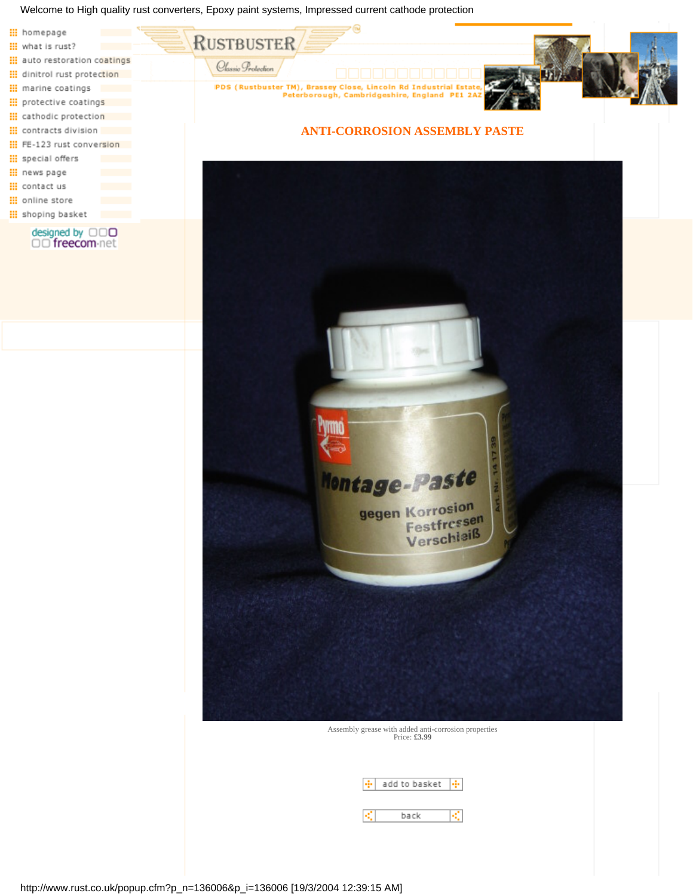Welcome to High quality rust converters, Epoxy paint systems, Impressed current cathode protection

- homepage
- what is rust?
- auto restoration coatings
- dinitrol rust protection
- marine coatings
- protective coatings
- cathodic protection
- contracts division
- FE-123 rust conversion
- special offers
- news page
- contact us
- online store
- shoping basket

designed by freecom.net

RUSTBUSTER Classic Protection

PDS (Rustbuster TM), Brassey Close, Lincoln Rd Industrial Estate, Peterborough, Cambridgeshire, England PE1 2AZ

## ANTI-CORROSION ASSEMBLY PASTE

Assembly grease with added anti-corrosion properties
Price: **£3.99**

add to basket

back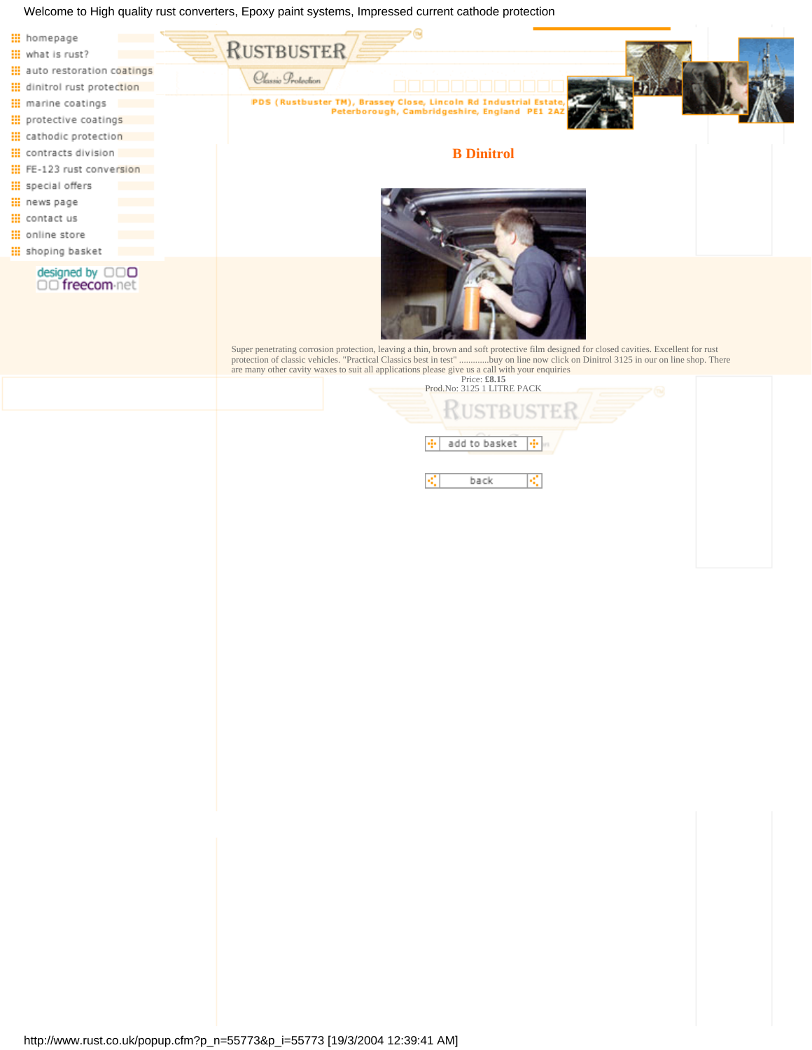Welcome to High quality rust converters, Epoxy paint systems, Impressed current cathode protection

- homepage
- what is rust?
- auto restoration coatings
- dinitrol rust protection
- marine coatings
- protective coatings
- cathodic protection
- contracts division
- FE-123 rust conversion
- special offers
- news page
- contact us
- online store
- shoping basket

designed by freecom.net

RUSTBUSTER Classic Protection

PDS (Rustbuster TM), Brassey Close, Lincoln Rd Industrial Estate, Peterborough, Cambridgeshire, England PE1 2AZ

## B Dinitrol

Super penetrating corrosion protection, leaving a thin, brown and soft protective film designed for closed cavities. Excellent for rust protection of classic vehicles. "Practical Classics best in test" ............buy on line now click on Dinitrol 3125 in our on line shop. There are many other cavity waxes to suit all applications please give us a call with your enquiries

Price: **£8.15**
Prod.No: 3125 1 LITRE PACK

add to basket

back

http://www.rust.co.uk/popup.cfm?p_n=55773&p_i=55773 [19/3/2004 12:39:41 AM]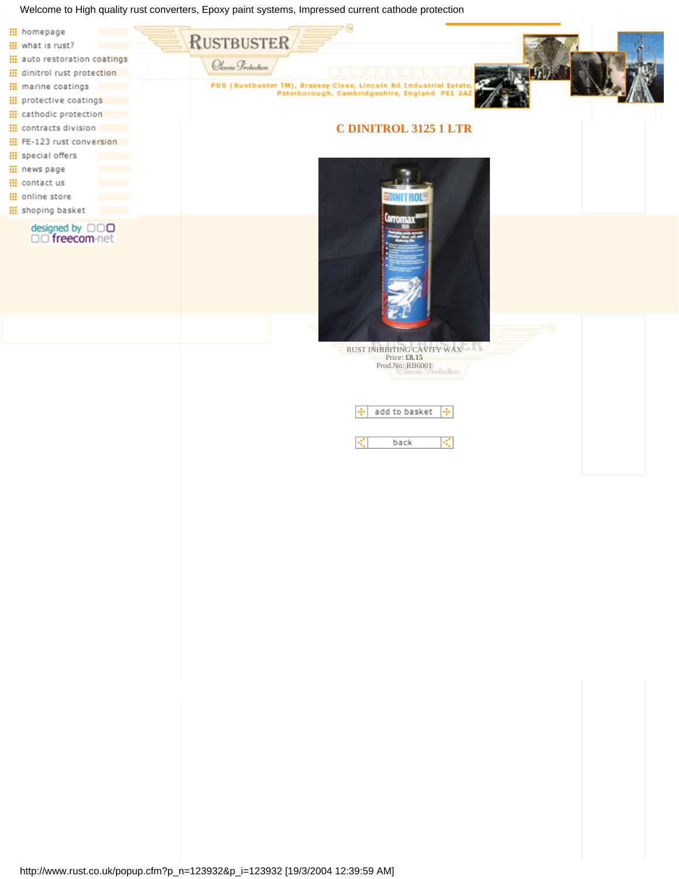Welcome to High quality rust converters, Epoxy paint systems, Impressed current cathode protection

- homepage
- what is rust?
- auto restoration coatings
- dinitrol rust protection
- marine coatings
- protective coatings
- cathodic protection
- contracts division
- FE-123 rust conversion
- special offers
- news page
- contact us
- online store
- shoping basket

designed by freecom.net

RUSTBUSTER Classic Protection

PDS (Rustbuster TM), Brassey Close, Lincoln Rd Industrial Estate, Peterborough, Cambridgeshire, England PE1 2AZ

## C DINITROL 3125 1 LTR

RUST INHIBITING CAVITY WAX
Price: **£8.15**
Prod.No: RB6001

add to basket

back

http://www.rust.co.uk/popup.cfm?p_n=123932&p_i=123932 [19/3/2004 12:39:59 AM]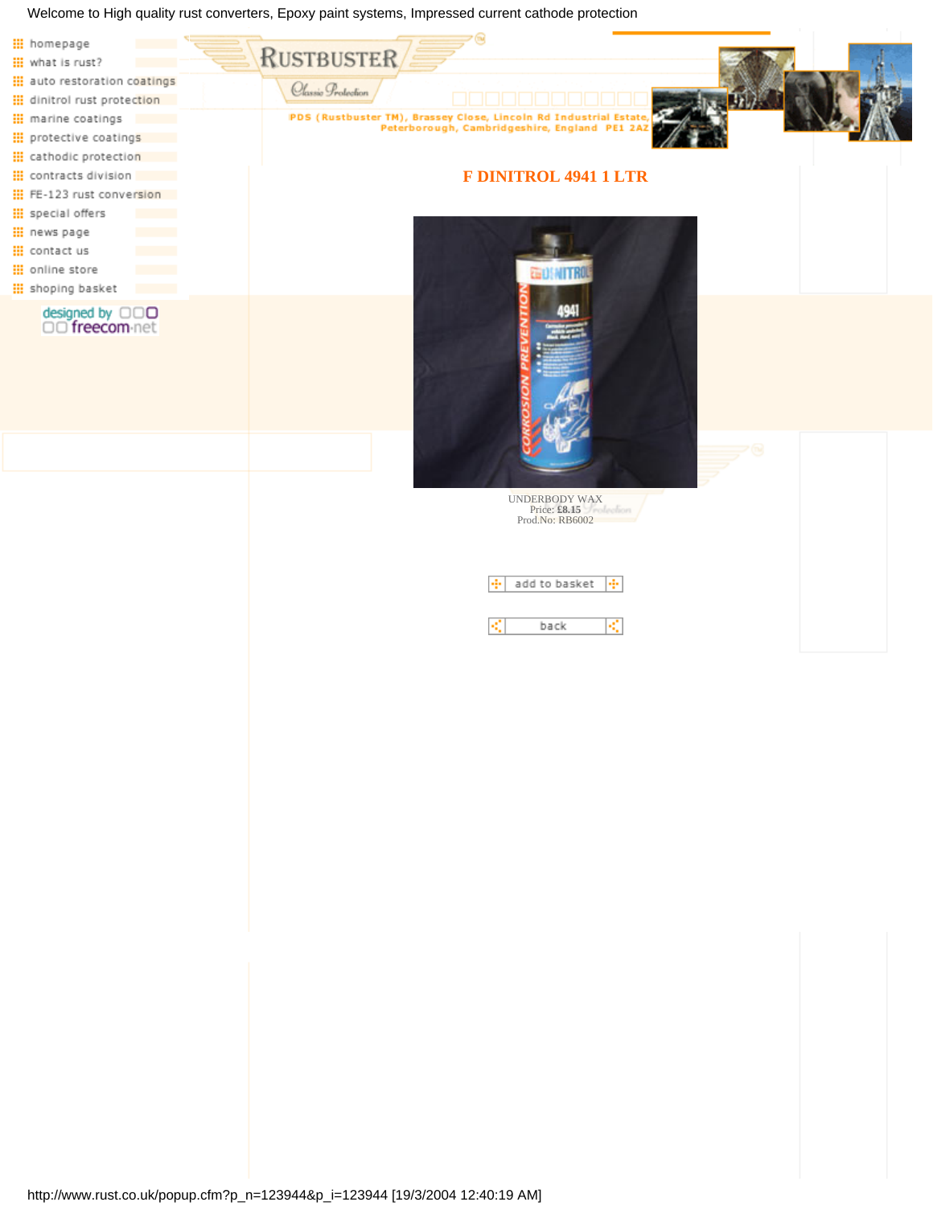Welcome to High quality rust converters, Epoxy paint systems, Impressed current cathode protection

- homepage
- what is rust?
- auto restoration coatings
- dinitrol rust protection
- marine coatings
- protective coatings
- cathodic protection
- contracts division
- FE-123 rust conversion
- special offers
- news page
- contact us
- online store
- shoping basket

designed by freecom-net

RUSTBUSTER

Classic Protection

PDS (Rustbuster TM), Brassey Close, Lincoln Rd Industrial Estate, Peterborough, Cambridgeshire, England PE1 2AZ

# F DINITROL 4941 1 LTR

UNDERBODY WAX
Price: **£8.15**
Prod.No: RB6002

add to basket

back

http://www.rust.co.uk/popup.cfm?p_n=123944&p_i=123944 [19/3/2004 12:40:19 AM]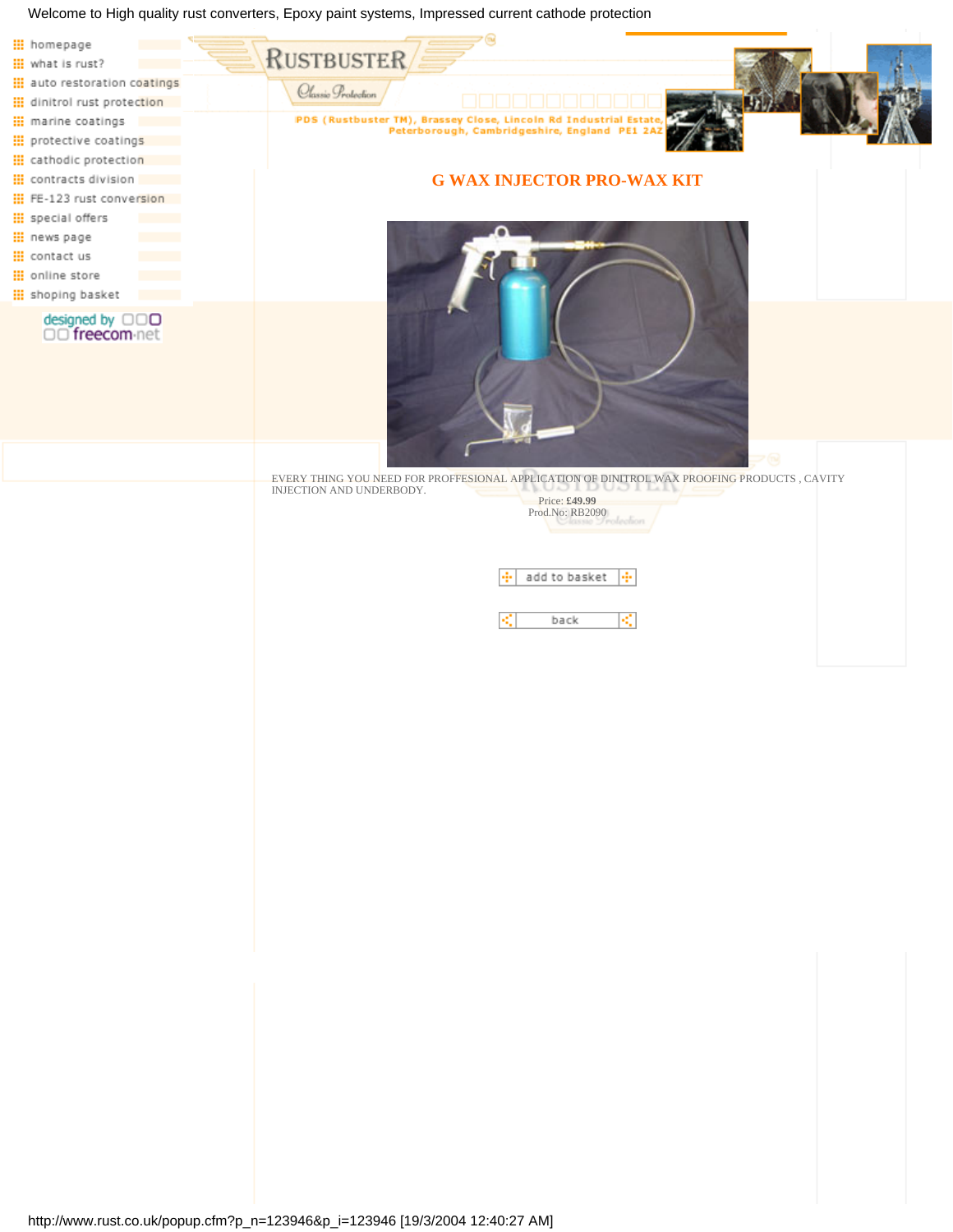Welcome to High quality rust converters, Epoxy paint systems, Impressed current cathode protection

- homepage
- what is rust?
- auto restoration coatings
- dinitrol rust protection
- marine coatings
- protective coatings
- cathodic protection
- contracts division
- FE-123 rust conversion
- special offers
- news page
- contact us
- online store
- shoping basket

designed by freecom.net

RUSTBUSTER Classic Protection

PDS (Rustbuster TM), Brassey Close, Lincoln Rd Industrial Estate, Peterborough, Cambridgeshire, England PE1 2AZ

## G WAX INJECTOR PRO-WAX KIT

EVERY THING YOU NEED FOR PROFFESIONAL APPLICATION OF DINITROL WAX PROOFING PRODUCTS , CAVITY INJECTION AND UNDERBODY.

Price: **£49.99**
Prod.No: RB2090

add to basket

back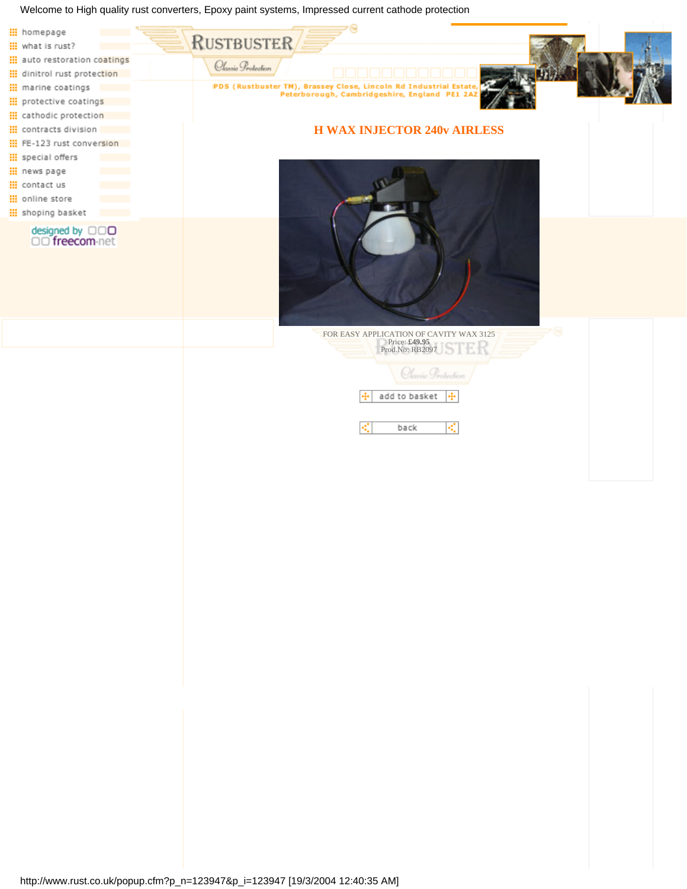Welcome to High quality rust converters, Epoxy paint systems, Impressed current cathode protection

- homepage
- what is rust?
- auto restoration coatings
- dinitrol rust protection
- marine coatings
- protective coatings
- cathodic protection
- contracts division
- FE-123 rust conversion
- special offers
- news page
- contact us
- online store
- shoping basket

designed by freecom.net

RUSTBUSTER

Classic Protection

PDS (Rustbuster TM), Brassey Close, Lincoln Rd Industrial Estate, Peterborough, Cambridgeshire, England PE1 2AZ

## H WAX INJECTOR 240v AIRLESS

FOR EASY APPLICATION OF CAVITY WAX 3125

Price: **£49.95**

Prod.No: RB2097

add to basket

back

http://www.rust.co.uk/popup.cfm?p_n=123947&p_i=123947 [19/3/2004 12:40:35 AM]